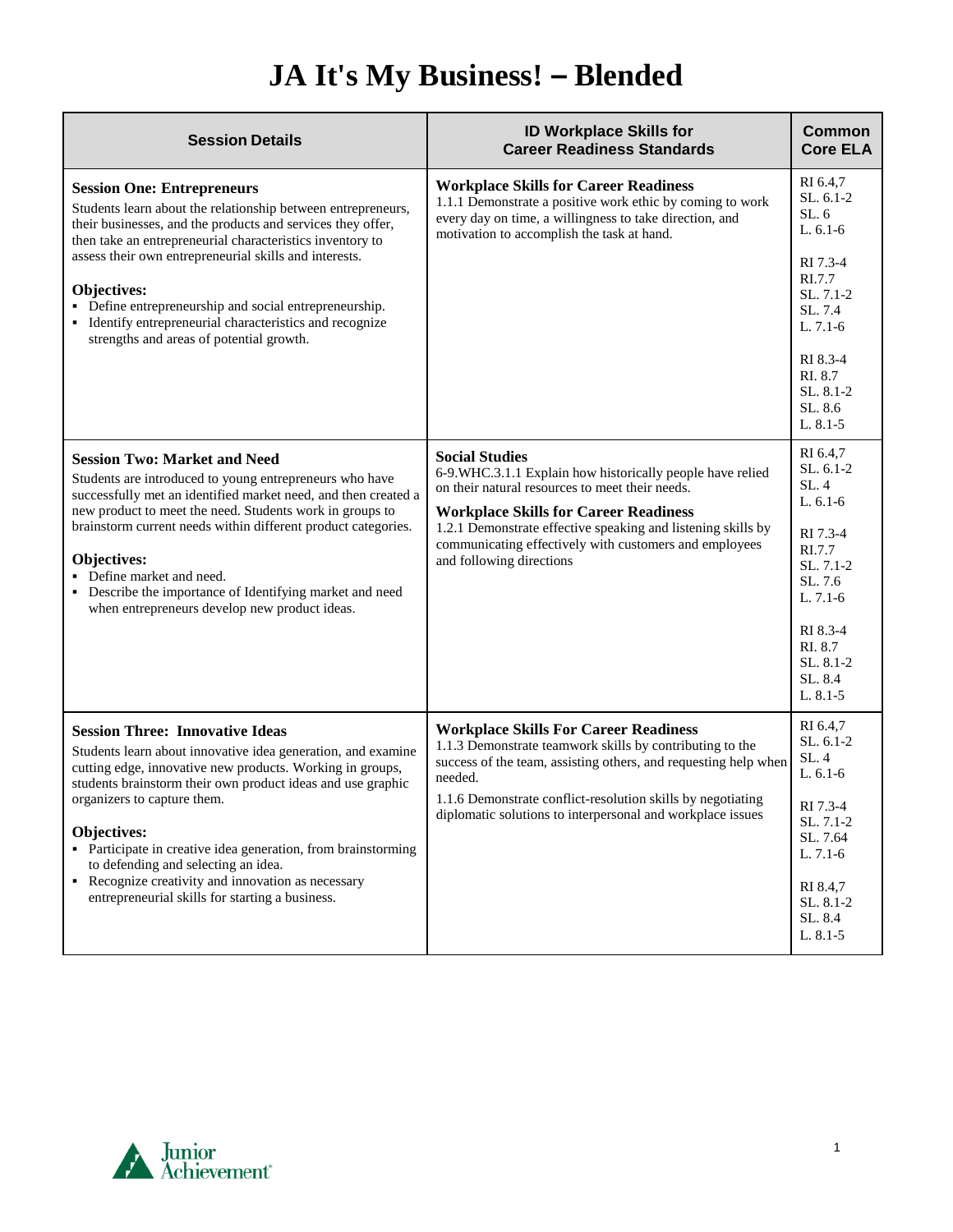# JA It's My Business! – Blended

| Session Details | ID Workplace Skills for Career Readiness Standards | Common Core ELA |
|---|---|---|
| **Session One: Entrepreneurs**<br>Students learn about the relationship between entrepreneurs, their businesses, and the products and services they offer, then take an entrepreneurial characteristics inventory to assess their own entrepreneurial skills and interests.<br><br>**Objectives:**<br>▪ Define entrepreneurship and social entrepreneurship.<br>▪ Identify entrepreneurial characteristics and recognize strengths and areas of potential growth. | **Workplace Skills for Career Readiness**<br>1.1.1 Demonstrate a positive work ethic by coming to work every day on time, a willingness to take direction, and motivation to accomplish the task at hand. | RI 6.4,7<br>SL. 6.1-2<br>SL. 6<br>L. 6.1-6<br><br>RI 7.3-4<br>RI.7.7<br>SL. 7.1-2<br>SL. 7.4<br>L. 7.1-6<br><br>RI 8.3-4<br>RI. 8.7<br>SL. 8.1-2<br>SL. 8.6<br>L. 8.1-5 |
| **Session Two: Market and Need**<br>Students are introduced to young entrepreneurs who have successfully met an identified market need, and then created a new product to meet the need. Students work in groups to brainstorm current needs within different product categories.<br><br>**Objectives:**<br>▪ Define market and need.<br>▪ Describe the importance of Identifying market and need when entrepreneurs develop new product ideas. | **Social Studies**<br>6-9.WHC.3.1.1 Explain how historically people have relied on their natural resources to meet their needs.<br><br>**Workplace Skills for Career Readiness**<br>1.2.1 Demonstrate effective speaking and listening skills by communicating effectively with customers and employees and following directions | RI 6.4,7<br>SL. 6.1-2<br>SL. 4<br>L. 6.1-6<br><br>RI 7.3-4<br>RI.7.7<br>SL. 7.1-2<br>SL. 7.6<br>L. 7.1-6<br><br>RI 8.3-4<br>RI. 8.7<br>SL. 8.1-2<br>SL. 8.4<br>L. 8.1-5 |
| **Session Three: Innovative Ideas**<br>Students learn about innovative idea generation, and examine cutting edge, innovative new products. Working in groups, students brainstorm their own product ideas and use graphic organizers to capture them.<br><br>**Objectives:**<br>▪ Participate in creative idea generation, from brainstorming to defending and selecting an idea.<br>▪ Recognize creativity and innovation as necessary entrepreneurial skills for starting a business. | **Workplace Skills For Career Readiness**<br>1.1.3 Demonstrate teamwork skills by contributing to the success of the team, assisting others, and requesting help when needed.<br><br>1.1.6 Demonstrate conflict-resolution skills by negotiating diplomatic solutions to interpersonal and workplace issues | RI 6.4,7<br>SL. 6.1-2<br>SL. 4<br>L. 6.1-6<br><br>RI 7.3-4<br>SL. 7.1-2<br>SL. 7.64<br>L. 7.1-6<br><br>RI 8.4,7<br>SL. 8.1-2<br>SL. 8.4<br>L. 8.1-5 |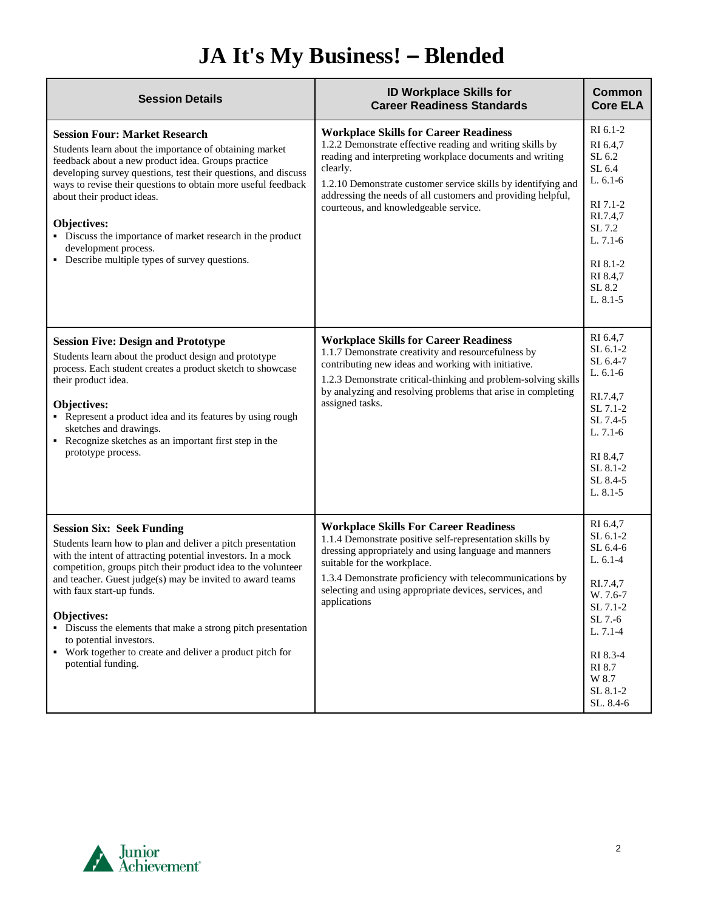# JA It's My Business! – Blended

| Session Details | ID Workplace Skills for Career Readiness Standards | Common Core ELA |
|---|---|---|
| **Session Four: Market Research**<br>Students learn about the importance of obtaining market feedback about a new product idea. Groups practice developing survey questions, test their questions, and discuss ways to revise their questions to obtain more useful feedback about their product ideas.<br><br>**Objectives:**<br>▪ Discuss the importance of market research in the product development process.<br>▪ Describe multiple types of survey questions. | **Workplace Skills for Career Readiness**<br>1.2.2 Demonstrate effective reading and writing skills by reading and interpreting workplace documents and writing clearly.<br>1.2.10 Demonstrate customer service skills by identifying and addressing the needs of all customers and providing helpful, courteous, and knowledgeable service. | RI 6.1-2<br>RI 6.4,7<br>SL 6.2<br>SL 6.4<br>L. 6.1-6<br><br>RI 7.1-2<br>RI.7.4,7<br>SL 7.2<br>L. 7.1-6<br><br>RI 8.1-2<br>RI 8.4,7<br>SL 8.2<br>L. 8.1-5 |
| **Session Five: Design and Prototype**<br>Students learn about the product design and prototype process. Each student creates a product sketch to showcase their product idea.<br><br>**Objectives:**<br>▪ Represent a product idea and its features by using rough sketches and drawings.<br>▪ Recognize sketches as an important first step in the prototype process. | **Workplace Skills for Career Readiness**<br>1.1.7 Demonstrate creativity and resourcefulness by contributing new ideas and working with initiative.<br>1.2.3 Demonstrate critical-thinking and problem-solving skills by analyzing and resolving problems that arise in completing assigned tasks. | RI 6.4,7<br>SL 6.1-2<br>SL 6.4-7<br>L. 6.1-6<br><br>RI.7.4,7<br>SL 7.1-2<br>SL 7.4-5<br>L. 7.1-6<br><br>RI 8.4,7<br>SL 8.1-2<br>SL 8.4-5<br>L. 8.1-5 |
| **Session Six: Seek Funding**<br>Students learn how to plan and deliver a pitch presentation with the intent of attracting potential investors. In a mock competition, groups pitch their product idea to the volunteer and teacher. Guest judge(s) may be invited to award teams with faux start-up funds.<br><br>**Objectives:**<br>▪ Discuss the elements that make a strong pitch presentation to potential investors.<br>▪ Work together to create and deliver a product pitch for potential funding. | **Workplace Skills For Career Readiness**<br>1.1.4 Demonstrate positive self-representation skills by dressing appropriately and using language and manners suitable for the workplace.<br>1.3.4 Demonstrate proficiency with telecommunications by selecting and using appropriate devices, services, and applications | RI 6.4,7<br>SL 6.1-2<br>SL 6.4-6<br>L. 6.1-4<br><br>RI.7.4,7<br>W. 7.6-7<br>SL 7.1-2<br>SL 7.-6<br>L. 7.1-4<br><br>RI 8.3-4<br>RI 8.7<br>W 8.7<br>SL 8.1-2<br>SL. 8.4-6 |